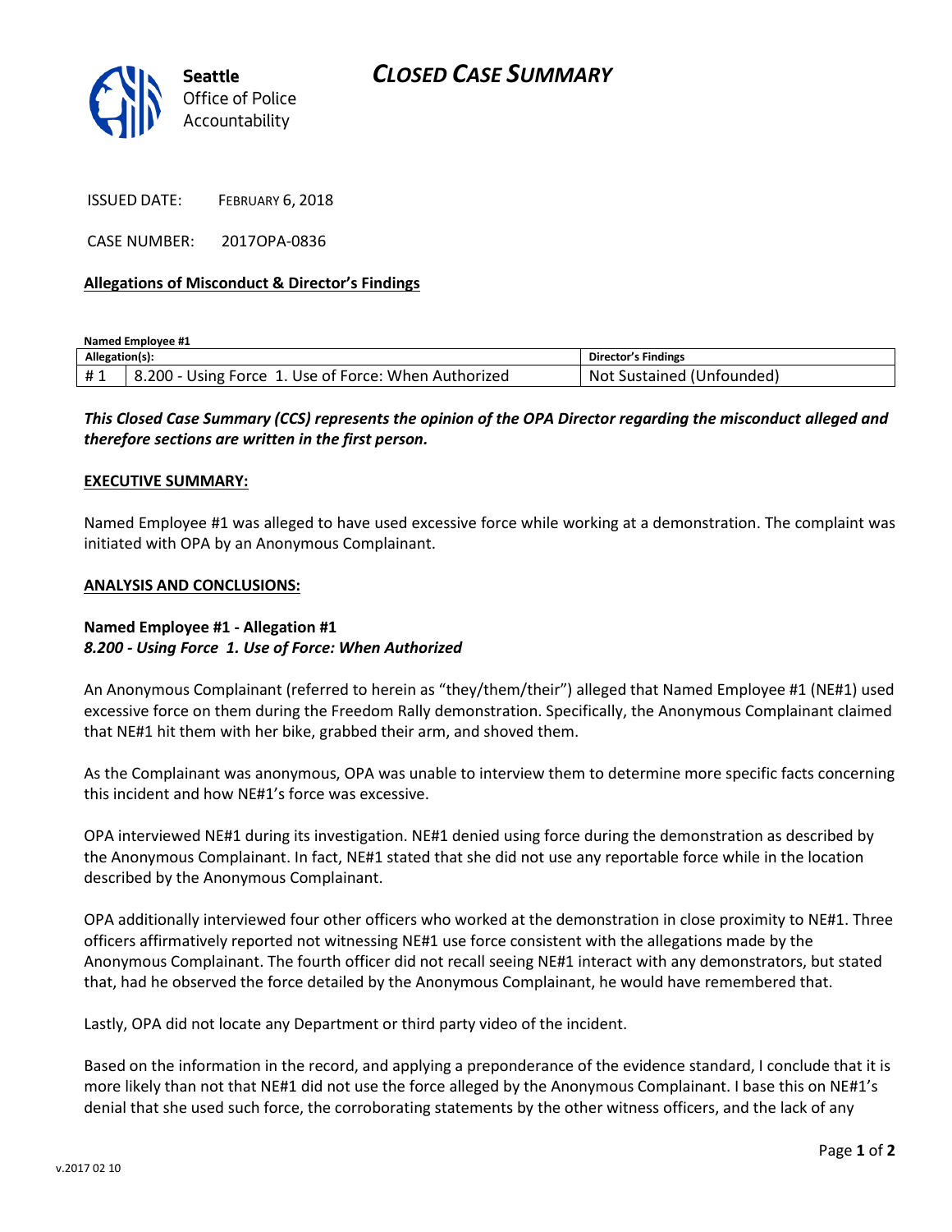Seattle Office of Police Accountability

# CLOSED CASE SUMMARY

ISSUED DATE: FEBRUARY 6, 2018

CASE NUMBER: 2017OPA-0836

**Allegations of Misconduct & Director's Findings**

**Named Employee #1**

| Allegation(s): | | Director's Findings |
|---|---|---|
| # 1 | 8.200 - Using Force 1. Use of Force: When Authorized | Not Sustained (Unfounded) |

***This Closed Case Summary (CCS) represents the opinion of the OPA Director regarding the misconduct alleged and therefore sections are written in the first person.***

**EXECUTIVE SUMMARY:**

Named Employee #1 was alleged to have used excessive force while working at a demonstration. The complaint was initiated with OPA by an Anonymous Complainant.

**ANALYSIS AND CONCLUSIONS:**

**Named Employee #1 - Allegation #1**
***8.200 - Using Force 1. Use of Force: When Authorized***

An Anonymous Complainant (referred to herein as "they/them/their") alleged that Named Employee #1 (NE#1) used excessive force on them during the Freedom Rally demonstration. Specifically, the Anonymous Complainant claimed that NE#1 hit them with her bike, grabbed their arm, and shoved them.

As the Complainant was anonymous, OPA was unable to interview them to determine more specific facts concerning this incident and how NE#1's force was excessive.

OPA interviewed NE#1 during its investigation. NE#1 denied using force during the demonstration as described by the Anonymous Complainant. In fact, NE#1 stated that she did not use any reportable force while in the location described by the Anonymous Complainant.

OPA additionally interviewed four other officers who worked at the demonstration in close proximity to NE#1. Three officers affirmatively reported not witnessing NE#1 use force consistent with the allegations made by the Anonymous Complainant. The fourth officer did not recall seeing NE#1 interact with any demonstrators, but stated that, had he observed the force detailed by the Anonymous Complainant, he would have remembered that.

Lastly, OPA did not locate any Department or third party video of the incident.

Based on the information in the record, and applying a preponderance of the evidence standard, I conclude that it is more likely than not that NE#1 did not use the force alleged by the Anonymous Complainant. I base this on NE#1's denial that she used such force, the corroborating statements by the other witness officers, and the lack of any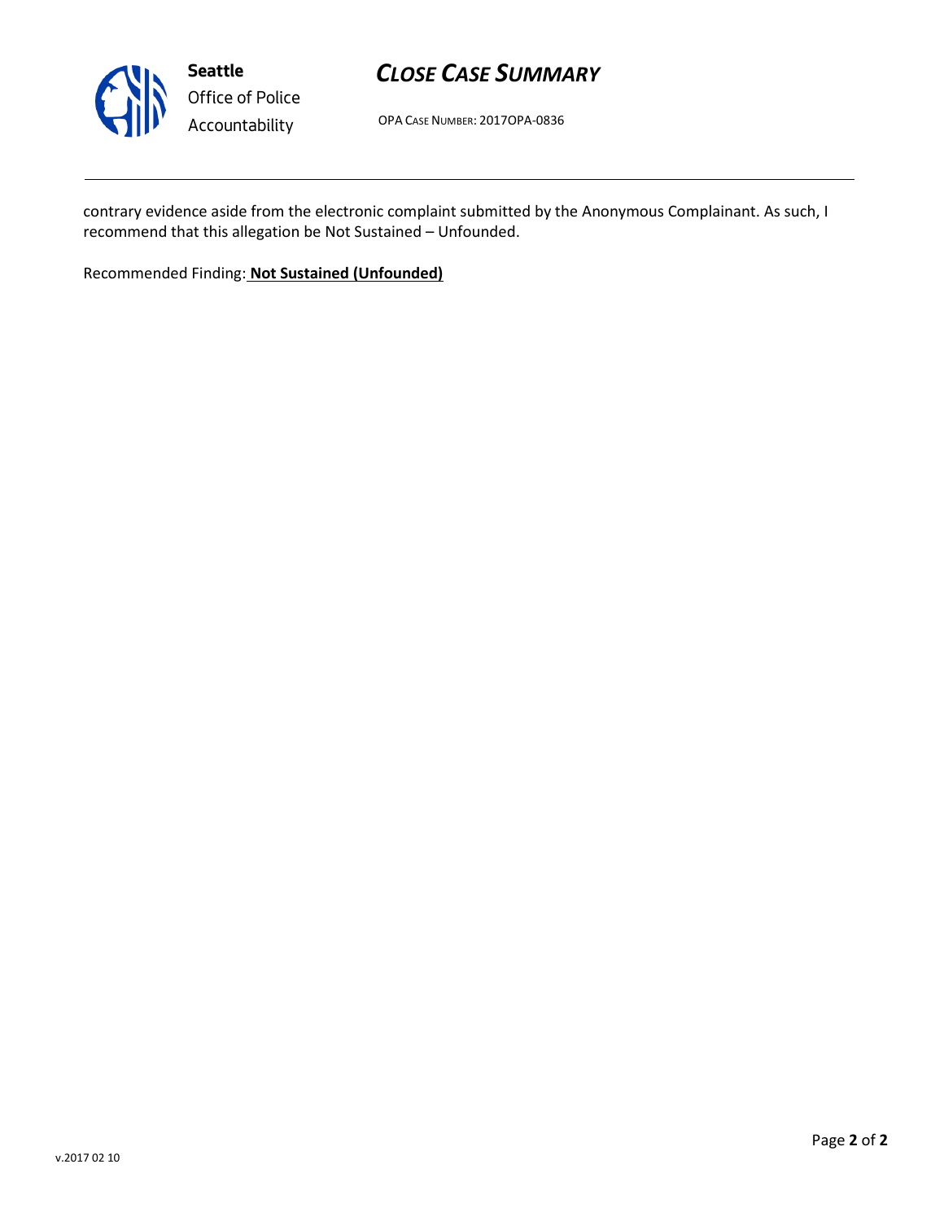contrary evidence aside from the electronic complaint submitted by the Anonymous Complainant. As such, I recommend that this allegation be Not Sustained – Unfounded.

Recommended Finding: **Not Sustained (Unfounded)**